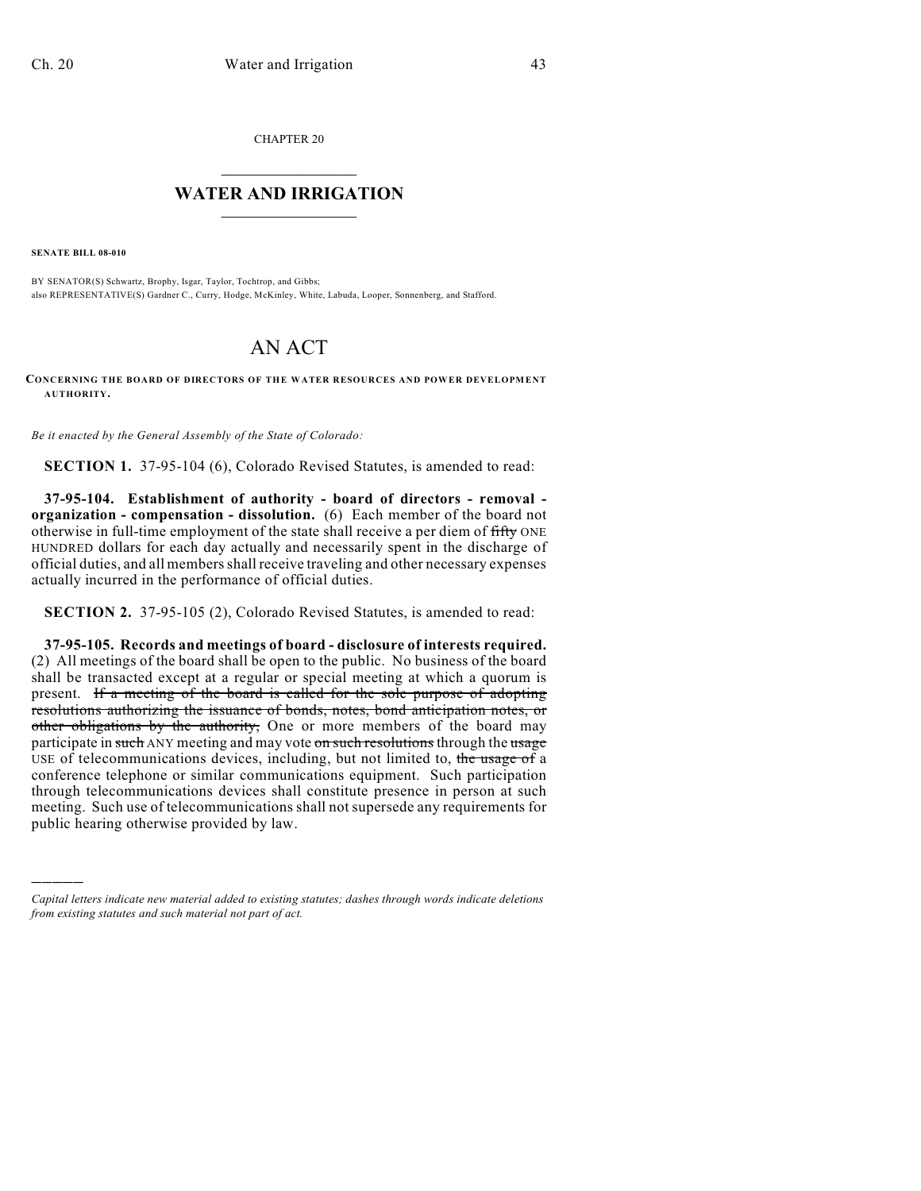CHAPTER 20

# WATER AND IRRIGATION

**SENATE BILL 08-010**

BY SENATOR(S) Schwartz, Brophy, Isgar, Taylor, Tochtrop, and Gibbs;
also REPRESENTATIVE(S) Gardner C., Curry, Hodge, McKinley, White, Labuda, Looper, Sonnenberg, and Stafford.

# AN ACT

**CONCERNING THE BOARD OF DIRECTORS OF THE WATER RESOURCES AND POWER DEVELOPMENT AUTHORITY.**

*Be it enacted by the General Assembly of the State of Colorado:*

**SECTION 1.** 37-95-104 (6), Colorado Revised Statutes, is amended to read:

**37-95-104. Establishment of authority - board of directors - removal - organization - compensation - dissolution.** (6) Each member of the board not otherwise in full-time employment of the state shall receive a per diem of ~~fifty~~ ONE HUNDRED dollars for each day actually and necessarily spent in the discharge of official duties, and all members shall receive traveling and other necessary expenses actually incurred in the performance of official duties.

**SECTION 2.** 37-95-105 (2), Colorado Revised Statutes, is amended to read:

**37-95-105. Records and meetings of board - disclosure of interests required.** (2) All meetings of the board shall be open to the public. No business of the board shall be transacted except at a regular or special meeting at which a quorum is present. ~~If a meeting of the board is called for the sole purpose of adopting resolutions authorizing the issuance of bonds, notes, bond anticipation notes, or other obligations by the authority,~~ One or more members of the board may participate in ~~such~~ ANY meeting and may vote ~~on such resolutions~~ through the ~~usage~~ USE of telecommunications devices, including, but not limited to, ~~the usage of~~ a conference telephone or similar communications equipment. Such participation through telecommunications devices shall constitute presence in person at such meeting. Such use of telecommunications shall not supersede any requirements for public hearing otherwise provided by law.

---

*Capital letters indicate new material added to existing statutes; dashes through words indicate deletions from existing statutes and such material not part of act.*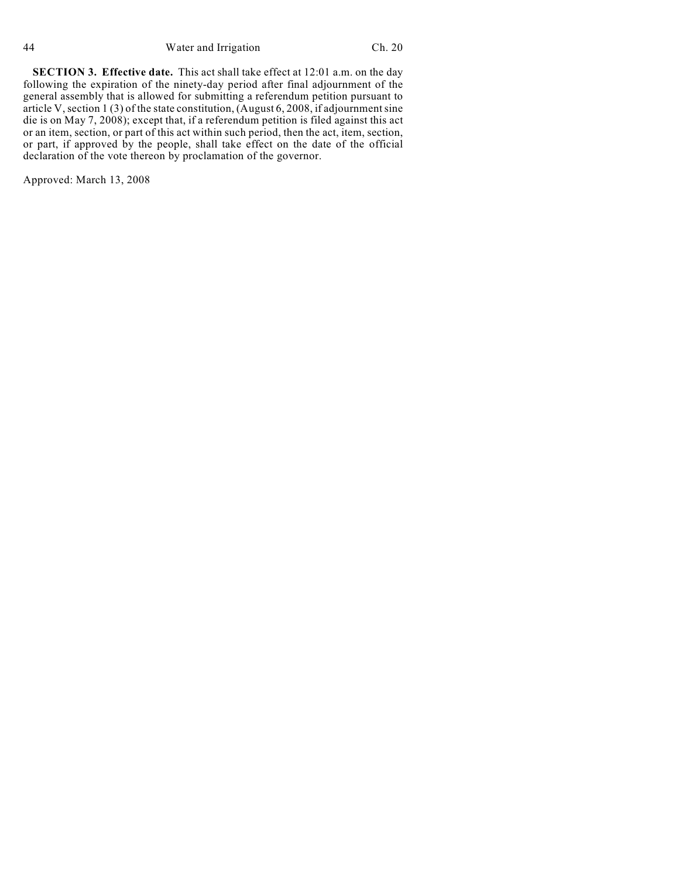**SECTION 3. Effective date.** This act shall take effect at 12:01 a.m. on the day following the expiration of the ninety-day period after final adjournment of the general assembly that is allowed for submitting a referendum petition pursuant to article V, section 1 (3) of the state constitution, (August 6, 2008, if adjournment sine die is on May 7, 2008); except that, if a referendum petition is filed against this act or an item, section, or part of this act within such period, then the act, item, section, or part, if approved by the people, shall take effect on the date of the official declaration of the vote thereon by proclamation of the governor.

Approved: March 13, 2008